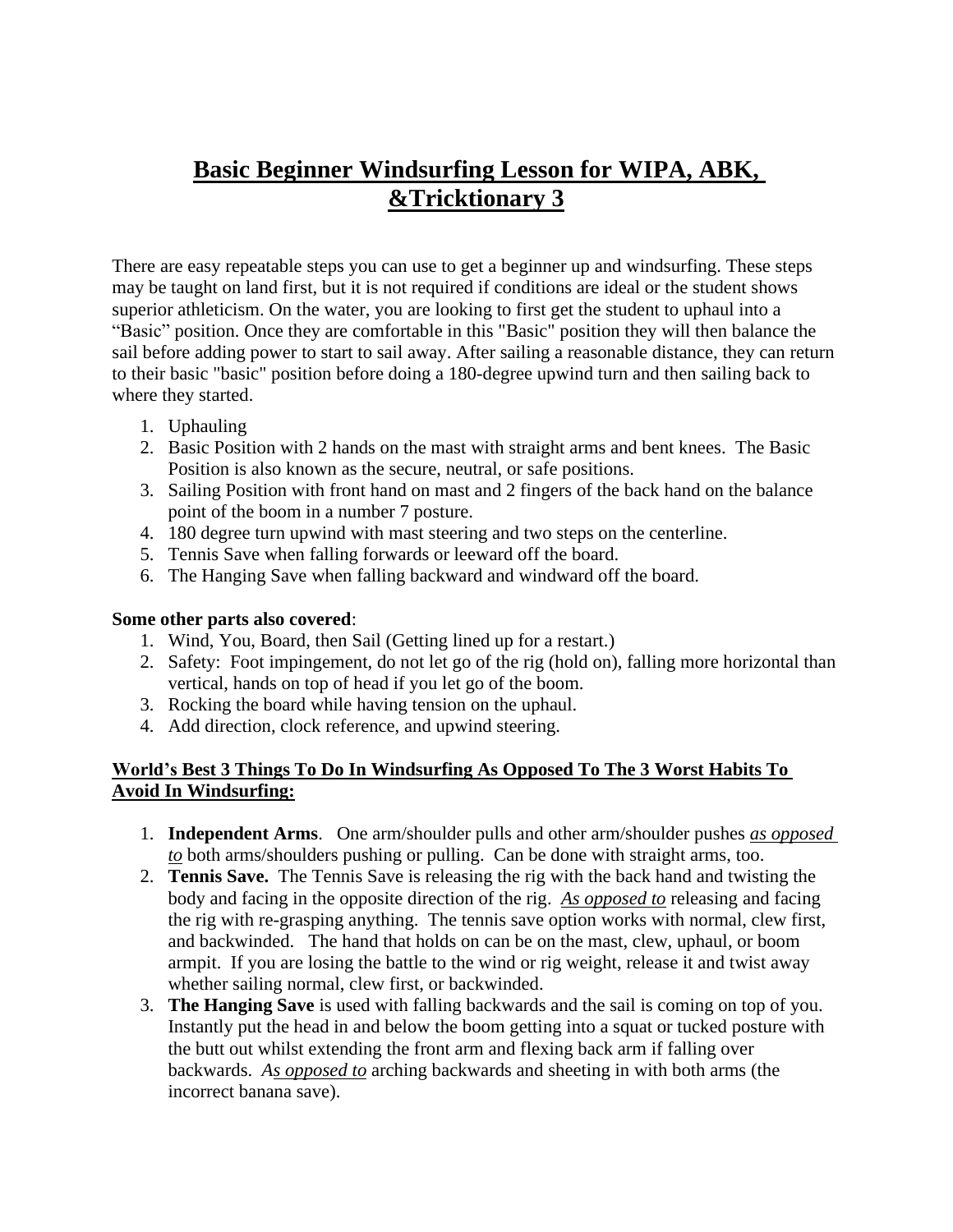# Basic Beginner Windsurfing Lesson for WIPA, ABK, &Tricktionary 3

There are easy repeatable steps you can use to get a beginner up and windsurfing. These steps may be taught on land first, but it is not required if conditions are ideal or the student shows superior athleticism. On the water, you are looking to first get the student to uphaul into a "Basic" position. Once they are comfortable in this "Basic" position they will then balance the sail before adding power to start to sail away. After sailing a reasonable distance, they can return to their basic "basic" position before doing a 180-degree upwind turn and then sailing back to where they started.

1. Uphauling
2. Basic Position with 2 hands on the mast with straight arms and bent knees. The Basic Position is also known as the secure, neutral, or safe positions.
3. Sailing Position with front hand on mast and 2 fingers of the back hand on the balance point of the boom in a number 7 posture.
4. 180 degree turn upwind with mast steering and two steps on the centerline.
5. Tennis Save when falling forwards or leeward off the board.
6. The Hanging Save when falling backward and windward off the board.

**Some other parts also covered**:

1. Wind, You, Board, then Sail (Getting lined up for a restart.)
2. Safety: Foot impingement, do not let go of the rig (hold on), falling more horizontal than vertical, hands on top of head if you let go of the boom.
3. Rocking the board while having tension on the uphaul.
4. Add direction, clock reference, and upwind steering.

**World's Best 3 Things To Do In Windsurfing As Opposed To The 3 Worst Habits To Avoid In Windsurfing:**

1. **Independent Arms**. One arm/shoulder pulls and other arm/shoulder pushes *as opposed to* both arms/shoulders pushing or pulling. Can be done with straight arms, too.
2. **Tennis Save.** The Tennis Save is releasing the rig with the back hand and twisting the body and facing in the opposite direction of the rig. *As opposed to* releasing and facing the rig with re-grasping anything. The tennis save option works with normal, clew first, and backwinded. The hand that holds on can be on the mast, clew, uphaul, or boom armpit. If you are losing the battle to the wind or rig weight, release it and twist away whether sailing normal, clew first, or backwinded.
3. **The Hanging Save** is used with falling backwards and the sail is coming on top of you. Instantly put the head in and below the boom getting into a squat or tucked posture with the butt out whilst extending the front arm and flexing back arm if falling over backwards. *As opposed to* arching backwards and sheeting in with both arms (the incorrect banana save).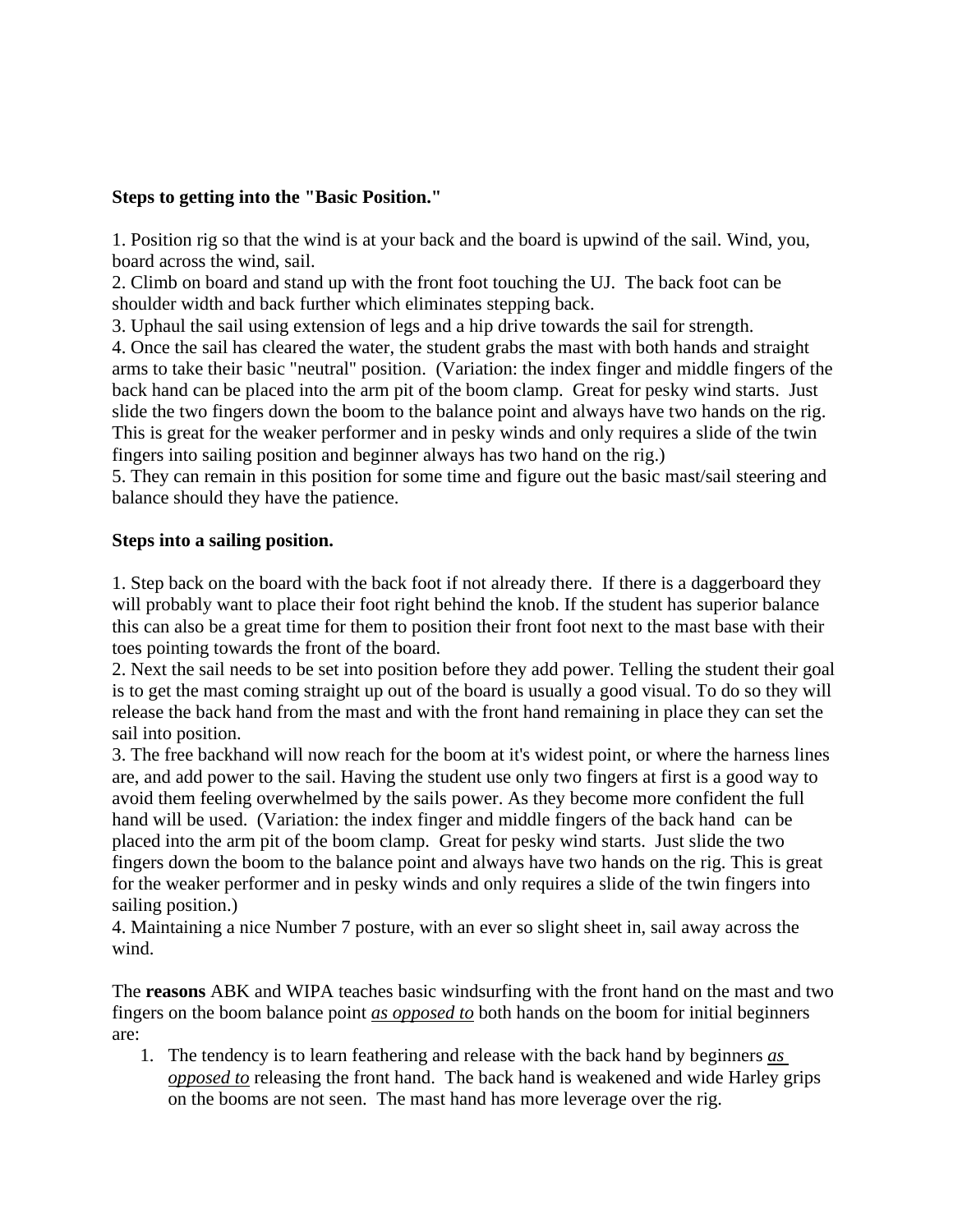**Steps to getting into the "Basic Position."**

1. Position rig so that the wind is at your back and the board is upwind of the sail. Wind, you, board across the wind, sail.
2. Climb on board and stand up with the front foot touching the UJ. The back foot can be shoulder width and back further which eliminates stepping back.
3. Uphaul the sail using extension of legs and a hip drive towards the sail for strength.
4. Once the sail has cleared the water, the student grabs the mast with both hands and straight arms to take their basic "neutral" position. (Variation: the index finger and middle fingers of the back hand can be placed into the arm pit of the boom clamp. Great for pesky wind starts. Just slide the two fingers down the boom to the balance point and always have two hands on the rig. This is great for the weaker performer and in pesky winds and only requires a slide of the twin fingers into sailing position and beginner always has two hand on the rig.)
5. They can remain in this position for some time and figure out the basic mast/sail steering and balance should they have the patience.

**Steps into a sailing position.**

1. Step back on the board with the back foot if not already there. If there is a daggerboard they will probably want to place their foot right behind the knob. If the student has superior balance this can also be a great time for them to position their front foot next to the mast base with their toes pointing towards the front of the board.
2. Next the sail needs to be set into position before they add power. Telling the student their goal is to get the mast coming straight up out of the board is usually a good visual. To do so they will release the back hand from the mast and with the front hand remaining in place they can set the sail into position.
3. The free backhand will now reach for the boom at it's widest point, or where the harness lines are, and add power to the sail. Having the student use only two fingers at first is a good way to avoid them feeling overwhelmed by the sails power. As they become more confident the full hand will be used. (Variation: the index finger and middle fingers of the back hand can be placed into the arm pit of the boom clamp. Great for pesky wind starts. Just slide the two fingers down the boom to the balance point and always have two hands on the rig. This is great for the weaker performer and in pesky winds and only requires a slide of the twin fingers into sailing position.)
4. Maintaining a nice Number 7 posture, with an ever so slight sheet in, sail away across the wind.

The **reasons** ABK and WIPA teaches basic windsurfing with the front hand on the mast and two fingers on the boom balance point ***as opposed to*** both hands on the boom for initial beginners are:

1. The tendency is to learn feathering and release with the back hand by beginners ***as opposed to*** releasing the front hand. The back hand is weakened and wide Harley grips on the booms are not seen. The mast hand has more leverage over the rig.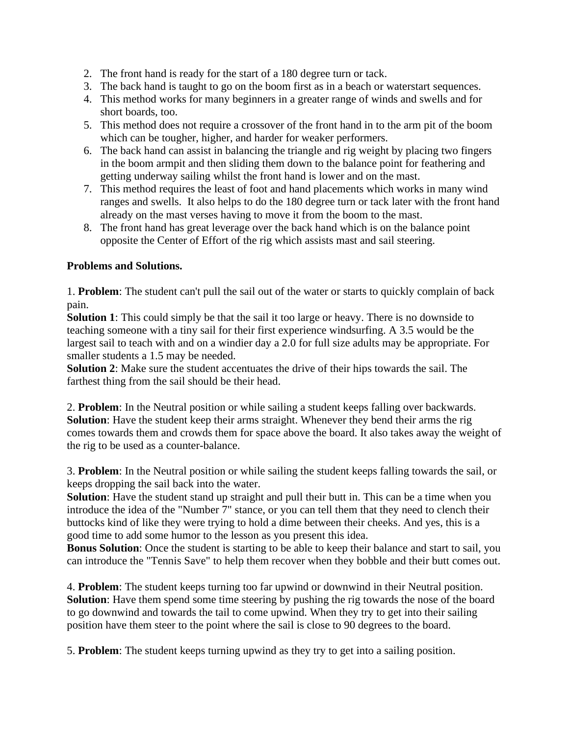2. The front hand is ready for the start of a 180 degree turn or tack.
3. The back hand is taught to go on the boom first as in a beach or waterstart sequences.
4. This method works for many beginners in a greater range of winds and swells and for short boards, too.
5. This method does not require a crossover of the front hand in to the arm pit of the boom which can be tougher, higher, and harder for weaker performers.
6. The back hand can assist in balancing the triangle and rig weight by placing two fingers in the boom armpit and then sliding them down to the balance point for feathering and getting underway sailing whilst the front hand is lower and on the mast.
7. This method requires the least of foot and hand placements which works in many wind ranges and swells. It also helps to do the 180 degree turn or tack later with the front hand already on the mast verses having to move it from the boom to the mast.
8. The front hand has great leverage over the back hand which is on the balance point opposite the Center of Effort of the rig which assists mast and sail steering.

**Problems and Solutions.**

1. **Problem**: The student can't pull the sail out of the water or starts to quickly complain of back pain.
**Solution 1**: This could simply be that the sail it too large or heavy. There is no downside to teaching someone with a tiny sail for their first experience windsurfing. A 3.5 would be the largest sail to teach with and on a windier day a 2.0 for full size adults may be appropriate. For smaller students a 1.5 may be needed.
**Solution 2**: Make sure the student accentuates the drive of their hips towards the sail. The farthest thing from the sail should be their head.

2. **Problem**: In the Neutral position or while sailing a student keeps falling over backwards.
**Solution**: Have the student keep their arms straight. Whenever they bend their arms the rig comes towards them and crowds them for space above the board. It also takes away the weight of the rig to be used as a counter-balance.

3. **Problem**: In the Neutral position or while sailing the student keeps falling towards the sail, or keeps dropping the sail back into the water.
**Solution**: Have the student stand up straight and pull their butt in. This can be a time when you introduce the idea of the "Number 7" stance, or you can tell them that they need to clench their buttocks kind of like they were trying to hold a dime between their cheeks. And yes, this is a good time to add some humor to the lesson as you present this idea.
**Bonus Solution**: Once the student is starting to be able to keep their balance and start to sail, you can introduce the "Tennis Save" to help them recover when they bobble and their butt comes out.

4. **Problem**: The student keeps turning too far upwind or downwind in their Neutral position.
**Solution**: Have them spend some time steering by pushing the rig towards the nose of the board to go downwind and towards the tail to come upwind. When they try to get into their sailing position have them steer to the point where the sail is close to 90 degrees to the board.

5. **Problem**: The student keeps turning upwind as they try to get into a sailing position.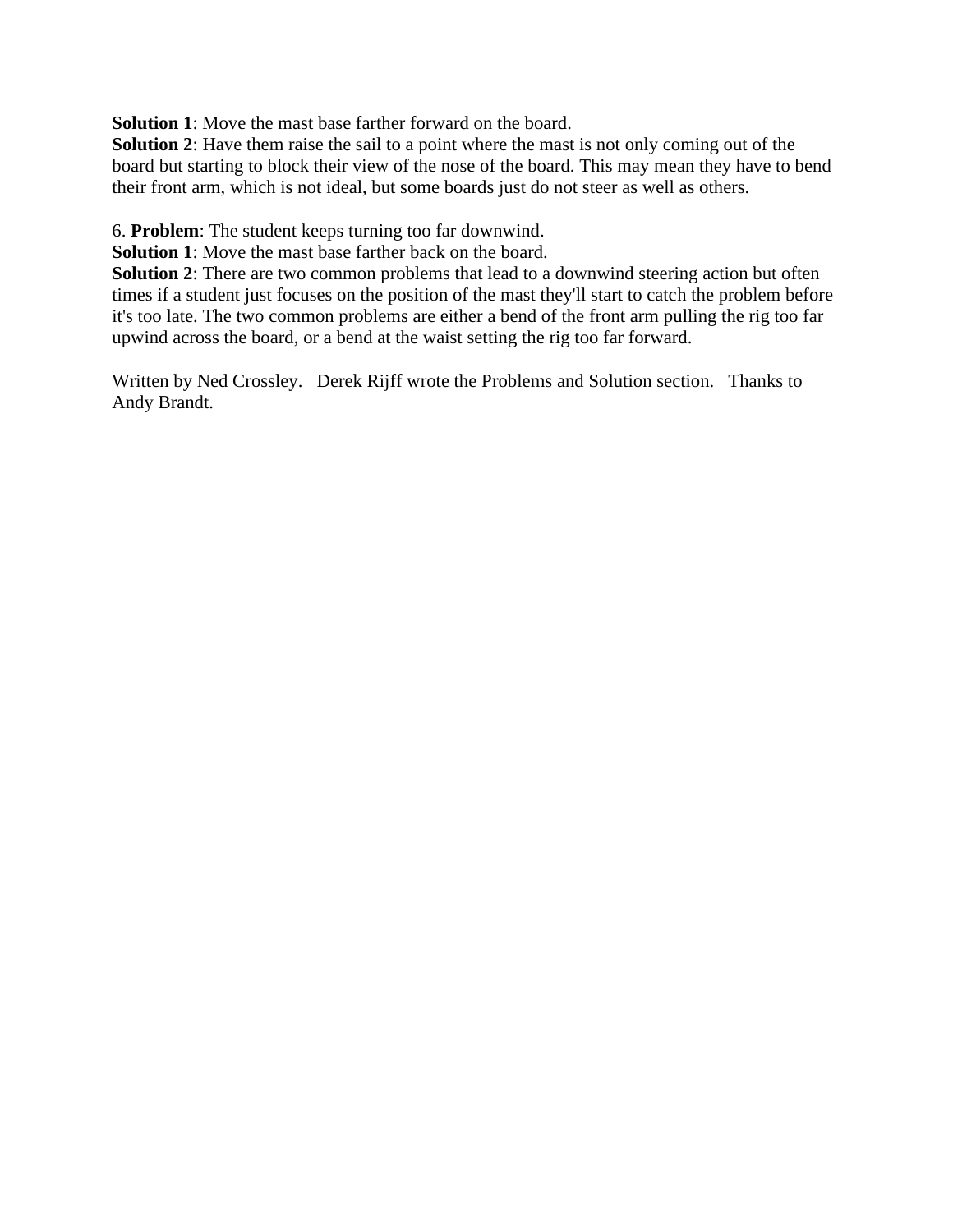**Solution 1**: Move the mast base farther forward on the board.
**Solution 2**: Have them raise the sail to a point where the mast is not only coming out of the board but starting to block their view of the nose of the board. This may mean they have to bend their front arm, which is not ideal, but some boards just do not steer as well as others.

6. **Problem**: The student keeps turning too far downwind.
**Solution 1**: Move the mast base farther back on the board.
**Solution 2**: There are two common problems that lead to a downwind steering action but often times if a student just focuses on the position of the mast they'll start to catch the problem before it's too late. The two common problems are either a bend of the front arm pulling the rig too far upwind across the board, or a bend at the waist setting the rig too far forward.

Written by Ned Crossley. Derek Rijff wrote the Problems and Solution section. Thanks to Andy Brandt.